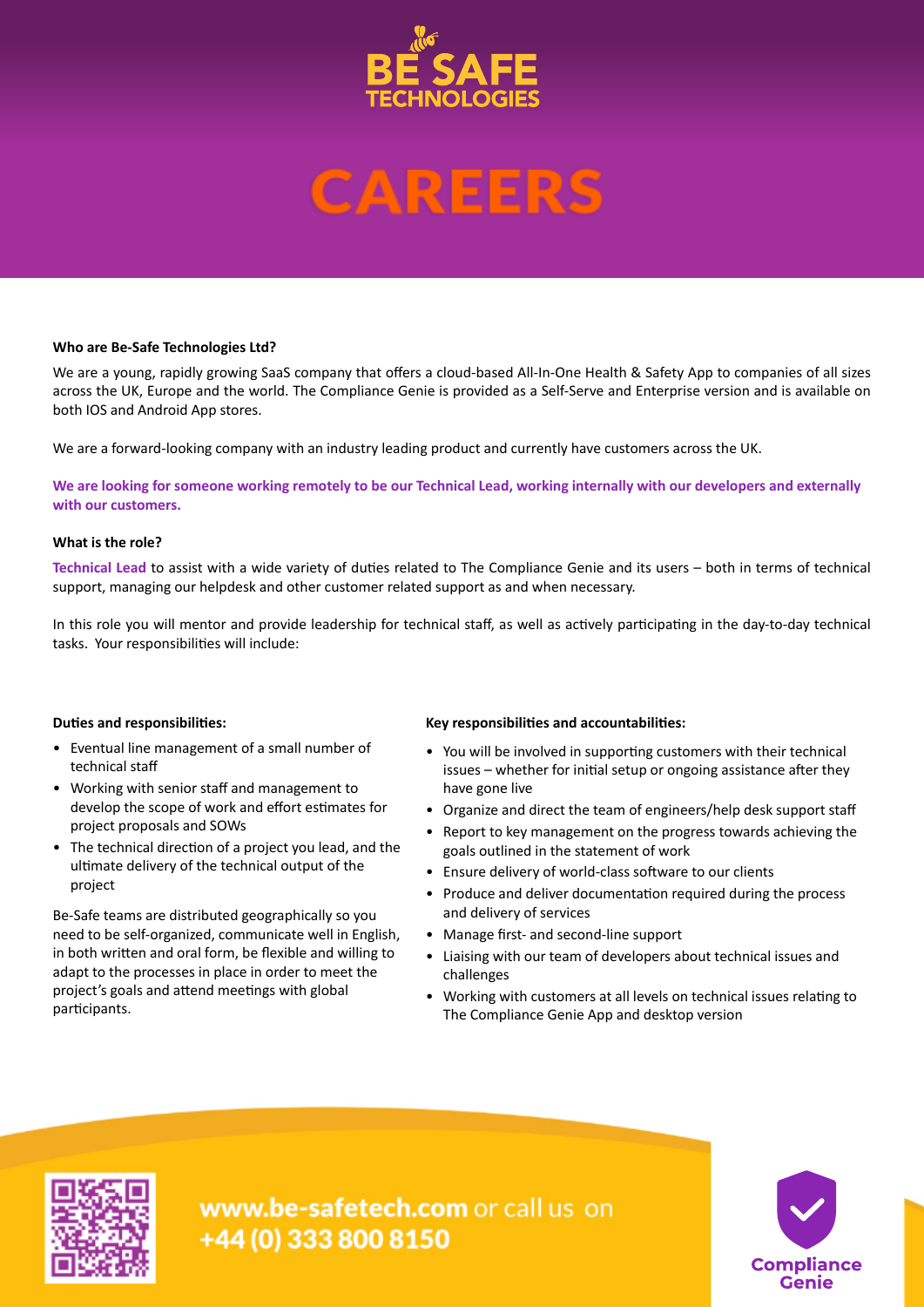# BE SAFE TECHNOLOGIES

# CAREERS

**Who are Be-Safe Technologies Ltd?**

We are a young, rapidly growing SaaS company that offers a cloud-based All-In-One Health & Safety App to companies of all sizes across the UK, Europe and the world. The Compliance Genie is provided as a Self-Serve and Enterprise version and is available on both IOS and Android App stores.

We are a forward-looking company with an industry leading product and currently have customers across the UK.

**We are looking for someone working remotely to be our Technical Lead, working internally with our developers and externally with our customers.**

**What is the role?**

**Technical Lead** to assist with a wide variety of duties related to The Compliance Genie and its users – both in terms of technical support, managing our helpdesk and other customer related support as and when necessary.

In this role you will mentor and provide leadership for technical staff, as well as actively participating in the day-to-day technical tasks. Your responsibilities will include:

**Duties and responsibilities:**

- Eventual line management of a small number of technical staff
- Working with senior staff and management to develop the scope of work and effort estimates for project proposals and SOWs
- The technical direction of a project you lead, and the ultimate delivery of the technical output of the project

Be-Safe teams are distributed geographically so you need to be self-organized, communicate well in English, in both written and oral form, be flexible and willing to adapt to the processes in place in order to meet the project's goals and attend meetings with global participants.

**Key responsibilities and accountabilities:**

- You will be involved in supporting customers with their technical issues – whether for initial setup or ongoing assistance after they have gone live
- Organize and direct the team of engineers/help desk support staff
- Report to key management on the progress towards achieving the goals outlined in the statement of work
- Ensure delivery of world-class software to our clients
- Produce and deliver documentation required during the process and delivery of services
- Manage first- and second-line support
- Liaising with our team of developers about technical issues and challenges
- Working with customers at all levels on technical issues relating to The Compliance Genie App and desktop version

**www.be-safetech.com** or call us on **+44 (0) 333 800 8150**

Compliance Genie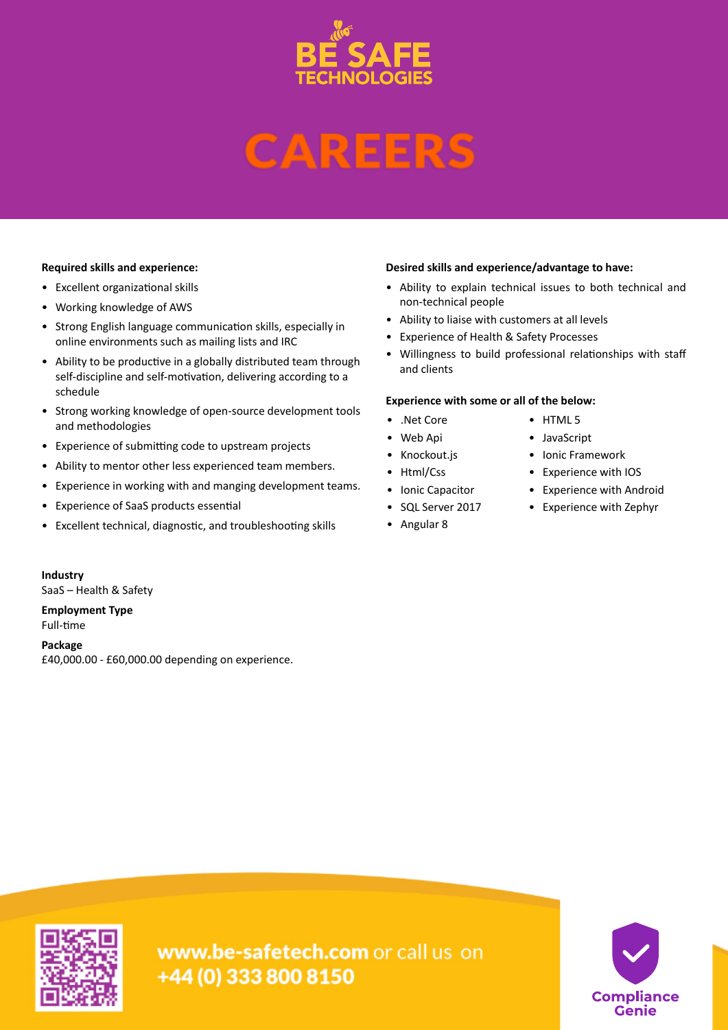BE SAFE TECHNOLOGIES

# CAREERS

**Required skills and experience:**

- Excellent organizational skills
- Working knowledge of AWS
- Strong English language communication skills, especially in online environments such as mailing lists and IRC
- Ability to be productive in a globally distributed team through self-discipline and self-motivation, delivering according to a schedule
- Strong working knowledge of open-source development tools and methodologies
- Experience of submitting code to upstream projects
- Ability to mentor other less experienced team members.
- Experience in working with and manging development teams.
- Experience of SaaS products essential
- Excellent technical, diagnostic, and troubleshooting skills

**Desired skills and experience/advantage to have:**

- Ability to explain technical issues to both technical and non-technical people
- Ability to liaise with customers at all levels
- Experience of Health & Safety Processes
- Willingness to build professional relationships with staff and clients

**Experience with some or all of the below:**

- .Net Core
- Web Api
- Knockout.js
- Html/Css
- Ionic Capacitor
- SQL Server 2017
- Angular 8
- HTML 5
- JavaScript
- Ionic Framework
- Experience with IOS
- Experience with Android
- Experience with Zephyr

**Industry**
SaaS – Health & Safety

**Employment Type**
Full-time

**Package**
£40,000.00 - £60,000.00 depending on experience.

**www.be-safetech.com** or call us on **+44 (0) 333 800 8150**

Compliance Genie